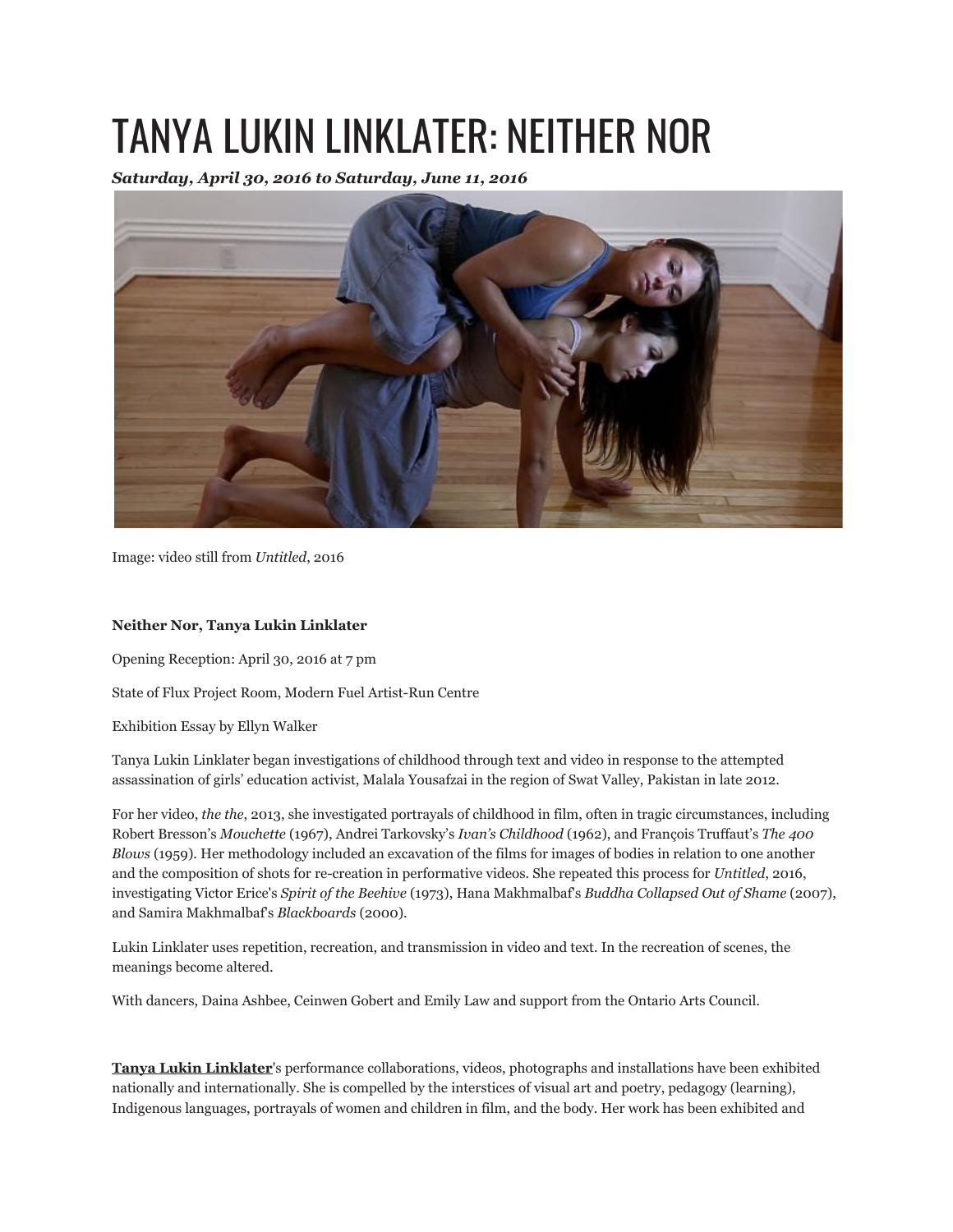# TANYA LUKIN LINKLATER: NEITHER NOR

***Saturday, April 30, 2016 to Saturday, June 11, 2016***

Image: video still from *Untitled*, 2016

**Neither Nor, Tanya Lukin Linklater**

Opening Reception: April 30, 2016 at 7 pm

State of Flux Project Room, Modern Fuel Artist-Run Centre

Exhibition Essay by Ellyn Walker

Tanya Lukin Linklater began investigations of childhood through text and video in response to the attempted assassination of girls' education activist, Malala Yousafzai in the region of Swat Valley, Pakistan in late 2012.

For her video, *the the*, 2013, she investigated portrayals of childhood in film, often in tragic circumstances, including Robert Bresson's *Mouchette* (1967), Andrei Tarkovsky's *Ivan's Childhood* (1962), and François Truffaut's *The 400 Blows* (1959). Her methodology included an excavation of the films for images of bodies in relation to one another and the composition of shots for re-creation in performative videos. She repeated this process for *Untitled*, 2016, investigating Victor Erice's *Spirit of the Beehive* (1973), Hana Makhmalbaf's *Buddha Collapsed Out of Shame* (2007), and Samira Makhmalbaf's *Blackboards* (2000).

Lukin Linklater uses repetition, recreation, and transmission in video and text. In the recreation of scenes, the meanings become altered.

With dancers, Daina Ashbee, Ceinwen Gobert and Emily Law and support from the Ontario Arts Council.

**Tanya Lukin Linklater**'s performance collaborations, videos, photographs and installations have been exhibited nationally and internationally. She is compelled by the interstices of visual art and poetry, pedagogy (learning), Indigenous languages, portrayals of women and children in film, and the body. Her work has been exhibited and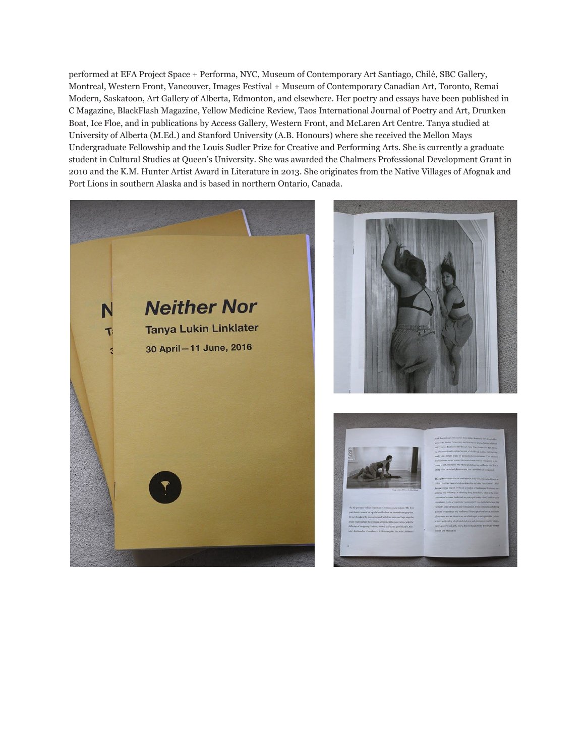performed at EFA Project Space + Performa, NYC, Museum of Contemporary Art Santiago, Chilé, SBC Gallery, Montreal, Western Front, Vancouver, Images Festival + Museum of Contemporary Canadian Art, Toronto, Remai Modern, Saskatoon, Art Gallery of Alberta, Edmonton, and elsewhere. Her poetry and essays have been published in C Magazine, BlackFlash Magazine, Yellow Medicine Review, Taos International Journal of Poetry and Art, Drunken Boat, Ice Floe, and in publications by Access Gallery, Western Front, and McLaren Art Centre. Tanya studied at University of Alberta (M.Ed.) and Stanford University (A.B. Honours) where she received the Mellon Mays Undergraduate Fellowship and the Louis Sudler Prize for Creative and Performing Arts. She is currently a graduate student in Cultural Studies at Queen's University. She was awarded the Chalmers Professional Development Grant in 2010 and the K.M. Hunter Artist Award in Literature in 2013. She originates from the Native Villages of Afognak and Port Lions in southern Alaska and is based in northern Ontario, Canada.